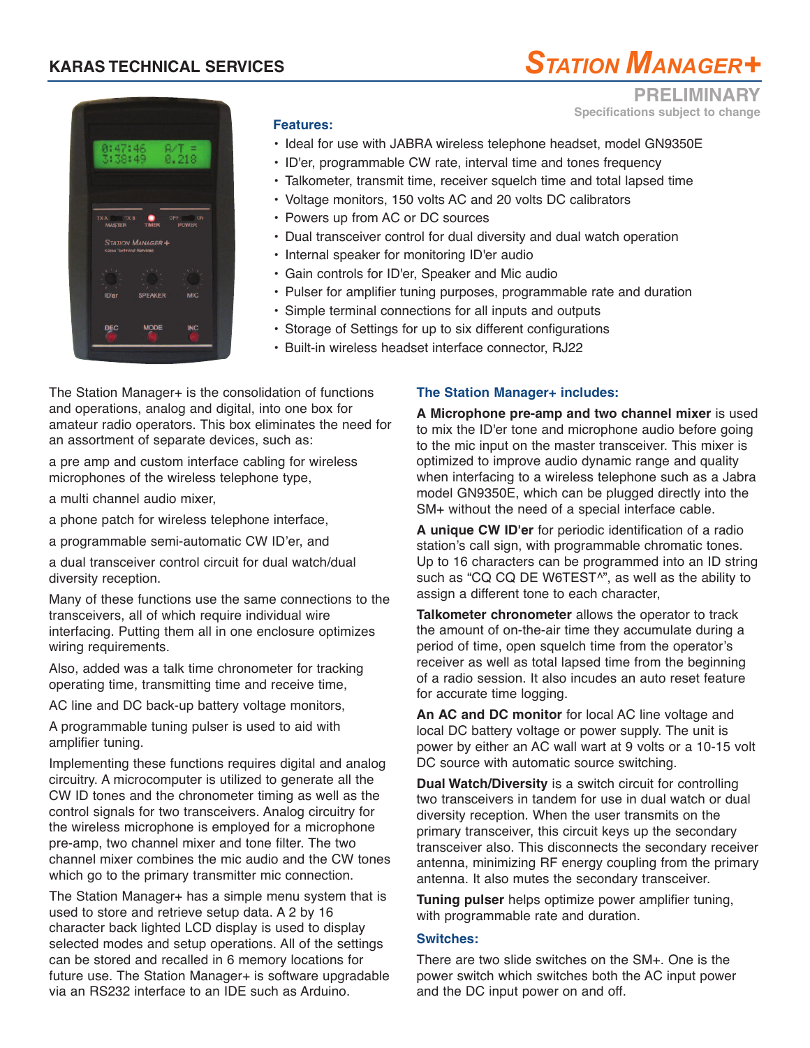**KARAS TECHNICAL SERVICES**

# STATION MANAGER+

**PRELIMINARY**
Specifications subject to change

### Features:

- Ideal for use with JABRA wireless telephone headset, model GN9350E
- ID'er, programmable CW rate, interval time and tones frequency
- Talkometer, transmit time, receiver squelch time and total lapsed time
- Voltage monitors, 150 volts AC and 20 volts DC calibrators
- Powers up from AC or DC sources
- Dual transceiver control for dual diversity and dual watch operation
- Internal speaker for monitoring ID'er audio
- Gain controls for ID'er, Speaker and Mic audio
- Pulser for amplifier tuning purposes, programmable rate and duration
- Simple terminal connections for all inputs and outputs
- Storage of Settings for up to six different configurations
- Built-in wireless headset interface connector, RJ22

The Station Manager+ is the consolidation of functions and operations, analog and digital, into one box for amateur radio operators. This box eliminates the need for an assortment of separate devices, such as:

a pre amp and custom interface cabling for wireless microphones of the wireless telephone type,

a multi channel audio mixer,

a phone patch for wireless telephone interface,

a programmable semi-automatic CW ID'er, and

a dual transceiver control circuit for dual watch/dual diversity reception.

Many of these functions use the same connections to the transceivers, all of which require individual wire interfacing. Putting them all in one enclosure optimizes wiring requirements.

Also, added was a talk time chronometer for tracking operating time, transmitting time and receive time,

AC line and DC back-up battery voltage monitors,

A programmable tuning pulser is used to aid with amplifier tuning.

Implementing these functions requires digital and analog circuitry. A microcomputer is utilized to generate all the CW ID tones and the chronometer timing as well as the control signals for two transceivers. Analog circuitry for the wireless microphone is employed for a microphone pre-amp, two channel mixer and tone filter. The two channel mixer combines the mic audio and the CW tones which go to the primary transmitter mic connection.

The Station Manager+ has a simple menu system that is used to store and retrieve setup data. A 2 by 16 character back lighted LCD display is used to display selected modes and setup operations. All of the settings can be stored and recalled in 6 memory locations for future use. The Station Manager+ is software upgradable via an RS232 interface to an IDE such as Arduino.

### The Station Manager+ includes:

**A Microphone pre-amp and two channel mixer** is used to mix the ID'er tone and microphone audio before going to the mic input on the master transceiver. This mixer is optimized to improve audio dynamic range and quality when interfacing to a wireless telephone such as a Jabra model GN9350E, which can be plugged directly into the SM+ without the need of a special interface cable.

**A unique CW ID'er** for periodic identification of a radio station's call sign, with programmable chromatic tones. Up to 16 characters can be programmed into an ID string such as "CQ CQ DE W6TEST^", as well as the ability to assign a different tone to each character,

**Talkometer chronometer** allows the operator to track the amount of on-the-air time they accumulate during a period of time, open squelch time from the operator's receiver as well as total lapsed time from the beginning of a radio session. It also incudes an auto reset feature for accurate time logging.

**An AC and DC monitor** for local AC line voltage and local DC battery voltage or power supply. The unit is power by either an AC wall wart at 9 volts or a 10-15 volt DC source with automatic source switching.

**Dual Watch/Diversity** is a switch circuit for controlling two transceivers in tandem for use in dual watch or dual diversity reception. When the user transmits on the primary transceiver, this circuit keys up the secondary transceiver also. This disconnects the secondary receiver antenna, minimizing RF energy coupling from the primary antenna. It also mutes the secondary transceiver.

**Tuning pulser** helps optimize power amplifier tuning, with programmable rate and duration.

### Switches:

There are two slide switches on the SM+. One is the power switch which switches both the AC input power and the DC input power on and off.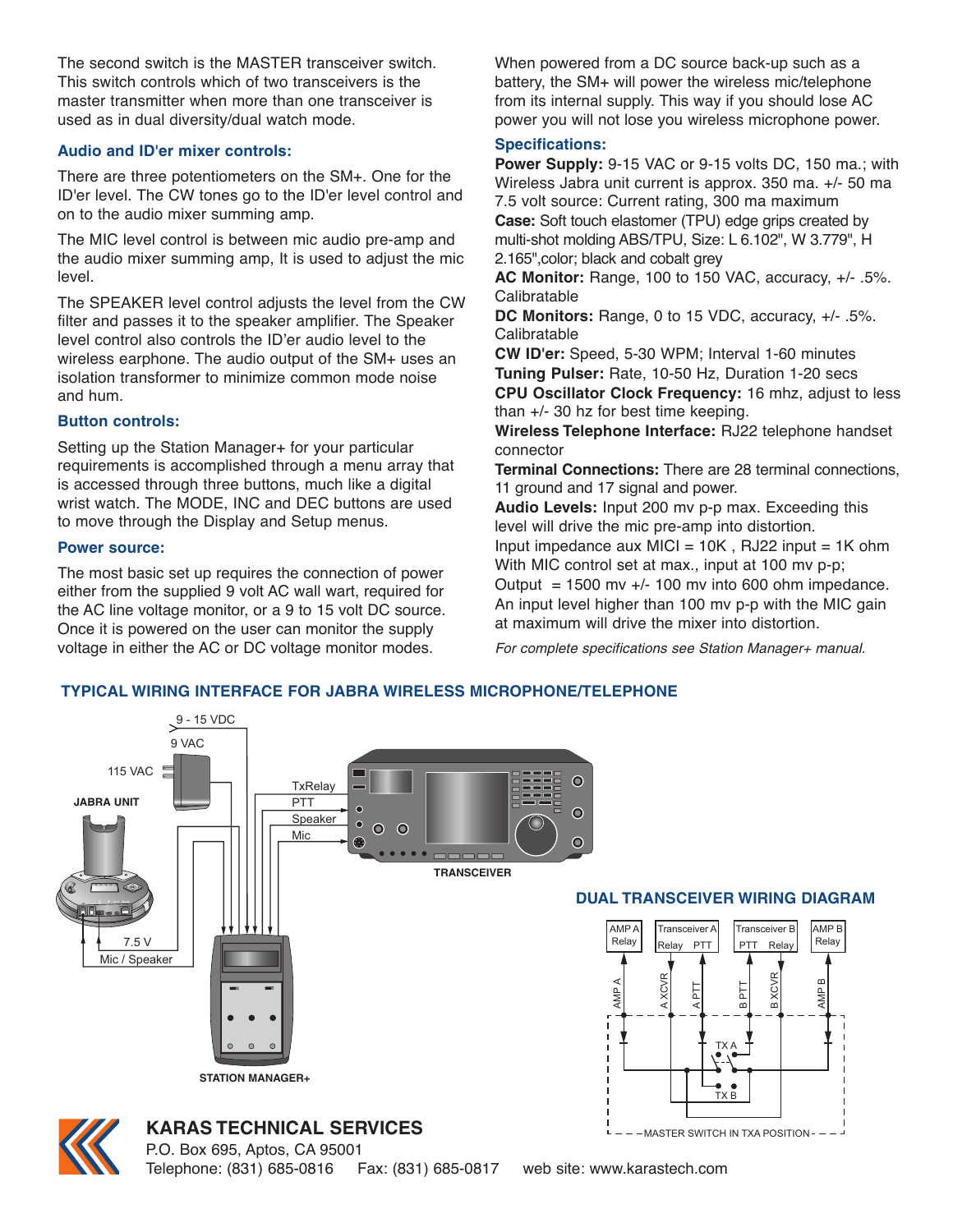The second switch is the MASTER transceiver switch. This switch controls which of two transceivers is the master transmitter when more than one transceiver is used as in dual diversity/dual watch mode.

### Audio and ID'er mixer controls:

There are three potentiometers on the SM+. One for the ID'er level. The CW tones go to the ID'er level control and on to the audio mixer summing amp.

The MIC level control is between mic audio pre-amp and the audio mixer summing amp, It is used to adjust the mic level.

The SPEAKER level control adjusts the level from the CW filter and passes it to the speaker amplifier. The Speaker level control also controls the ID'er audio level to the wireless earphone. The audio output of the SM+ uses an isolation transformer to minimize common mode noise and hum.

### Button controls:

Setting up the Station Manager+ for your particular requirements is accomplished through a menu array that is accessed through three buttons, much like a digital wrist watch. The MODE, INC and DEC buttons are used to move through the Display and Setup menus.

### Power source:

The most basic set up requires the connection of power either from the supplied 9 volt AC wall wart, required for the AC line voltage monitor, or a 9 to 15 volt DC source. Once it is powered on the user can monitor the supply voltage in either the AC or DC voltage monitor modes.

When powered from a DC source back-up such as a battery, the SM+ will power the wireless mic/telephone from its internal supply. This way if you should lose AC power you will not lose you wireless microphone power.

### Specifications:

**Power Supply:** 9-15 VAC or 9-15 volts DC, 150 ma.; with Wireless Jabra unit current is approx. 350 ma. +/- 50 ma 7.5 volt source: Current rating, 300 ma maximum

**Case:** Soft touch elastomer (TPU) edge grips created by multi-shot molding ABS/TPU, Size: L 6.102", W 3.779", H 2.165",color; black and cobalt grey

**AC Monitor:** Range, 100 to 150 VAC, accuracy, +/- .5%. Calibratable

**DC Monitors:** Range, 0 to 15 VDC, accuracy, +/- .5%. Calibratable

**CW ID'er:** Speed, 5-30 WPM; Interval 1-60 minutes

**Tuning Pulser:** Rate, 10-50 Hz, Duration 1-20 secs

**CPU Oscillator Clock Frequency:** 16 mhz, adjust to less than +/- 30 hz for best time keeping.

**Wireless Telephone Interface:** RJ22 telephone handset connector

**Terminal Connections:** There are 28 terminal connections, 11 ground and 17 signal and power.

**Audio Levels:** Input 200 mv p-p max. Exceeding this level will drive the mic pre-amp into distortion.
Input impedance aux MICI = 10K , RJ22 input = 1K ohm
With MIC control set at max., input at 100 mv p-p;
Output = 1500 mv +/- 100 mv into 600 ohm impedance.
An input level higher than 100 mv p-p with the MIC gain at maximum will drive the mixer into distortion.

*For complete specifications see Station Manager+ manual.*

### TYPICAL WIRING INTERFACE FOR JABRA WIRELESS MICROPHONE/TELEPHONE

9 - 15 VDC
9 VAC
115 VAC
JABRA UNIT
TxRelay
PTT
Speaker
Mic
TRANSCEIVER
7.5 V
Mic / Speaker
STATION MANAGER+

### DUAL TRANSCEIVER WIRING DIAGRAM

AMP A Relay
Transceiver A Relay PTT
Transceiver B PTT Relay
AMP B Relay
AMP A
A XCVR
A PTT
B PTT
B XCVR
AMP B
TX A
TX B
MASTER SWITCH IN TXA POSITION

**KARAS TECHNICAL SERVICES**
P.O. Box 695, Aptos, CA 95001
Telephone: (831) 685-0816 Fax: (831) 685-0817 web site: www.karastech.com